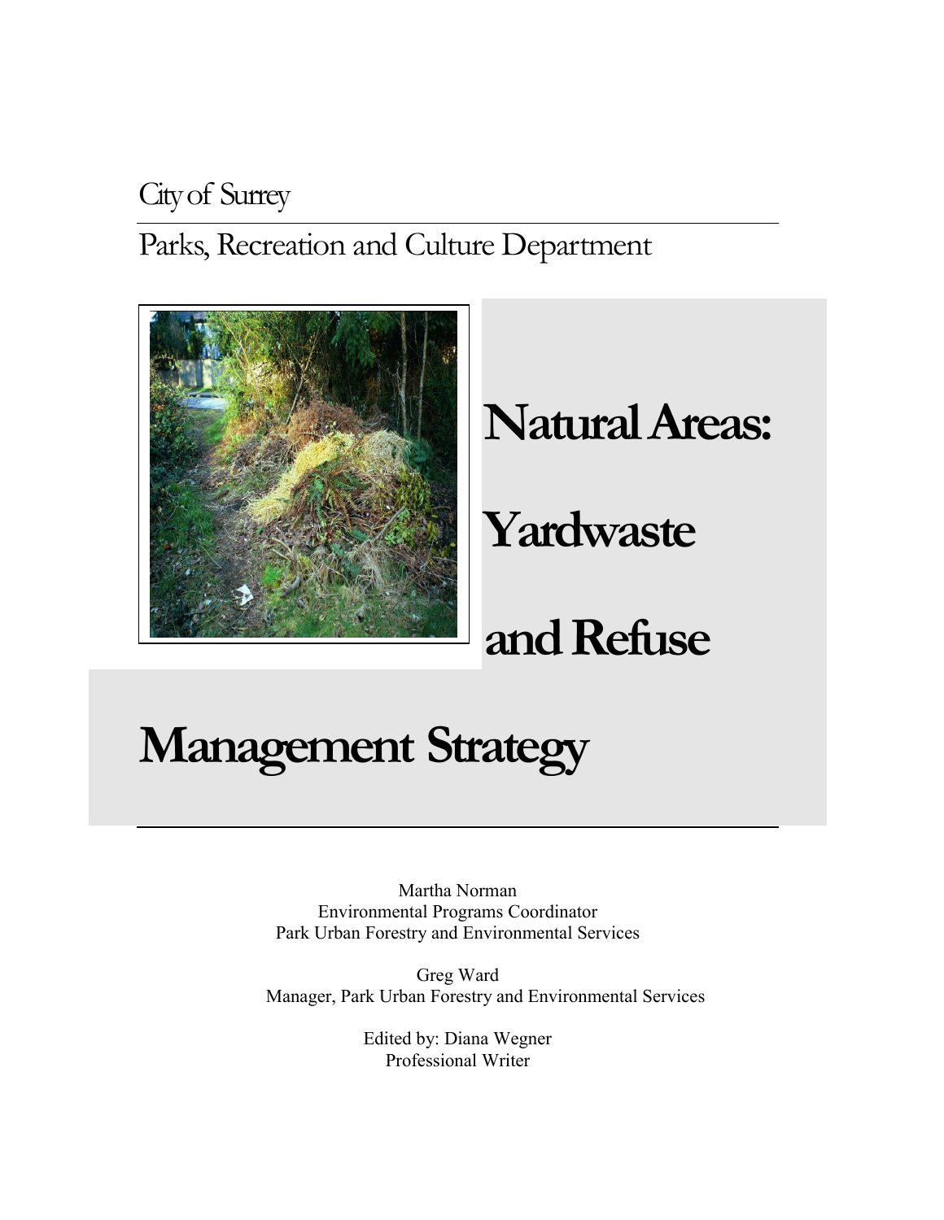City of Surrey

Parks, Recreation and Culture Department

# Natural Areas: Yardwaste and Refuse Management Strategy

Martha Norman
Environmental Programs Coordinator
Park Urban Forestry and Environmental Services

Greg Ward
Manager, Park Urban Forestry and Environmental Services

Edited by: Diana Wegner
Professional Writer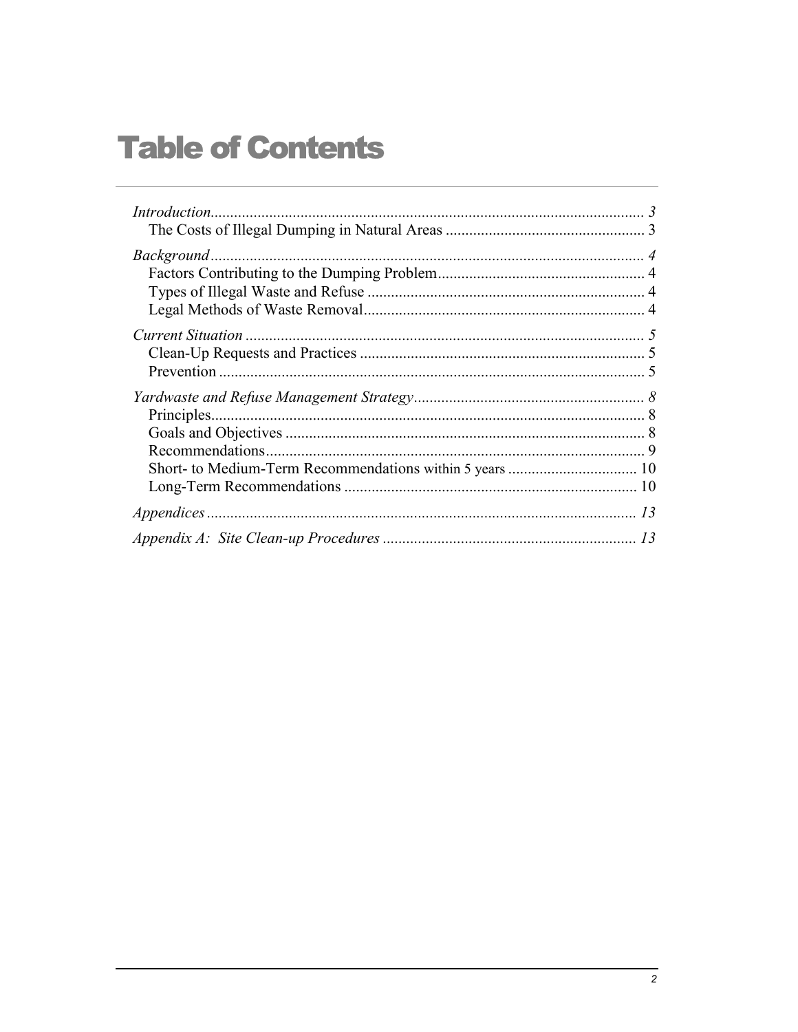# Table of Contents

*Introduction* ........................................................................................................ *3*
- The Costs of Illegal Dumping in Natural Areas ................................................... 3

*Background* ........................................................................................................ *4*
- Factors Contributing to the Dumping Problem..................................................... 4
- Types of Illegal Waste and Refuse ....................................................................... 4
- Legal Methods of Waste Removal........................................................................ 4

*Current Situation* ................................................................................................ *5*
- Clean-Up Requests and Practices ......................................................................... 5
- Prevention ............................................................................................................. 5

*Yardwaste and Refuse Management Strategy* .................................................... *8*
- Principles............................................................................................................... 8
- Goals and Objectives ............................................................................................ 8
- Recommendations................................................................................................. 9
- Short- to Medium-Term Recommendations within 5 years ................................. 10
- Long-Term Recommendations ........................................................................... 10

*Appendices* ...................................................................................................... *13*

*Appendix A: Site Clean-up Procedures* .......................................................... *13*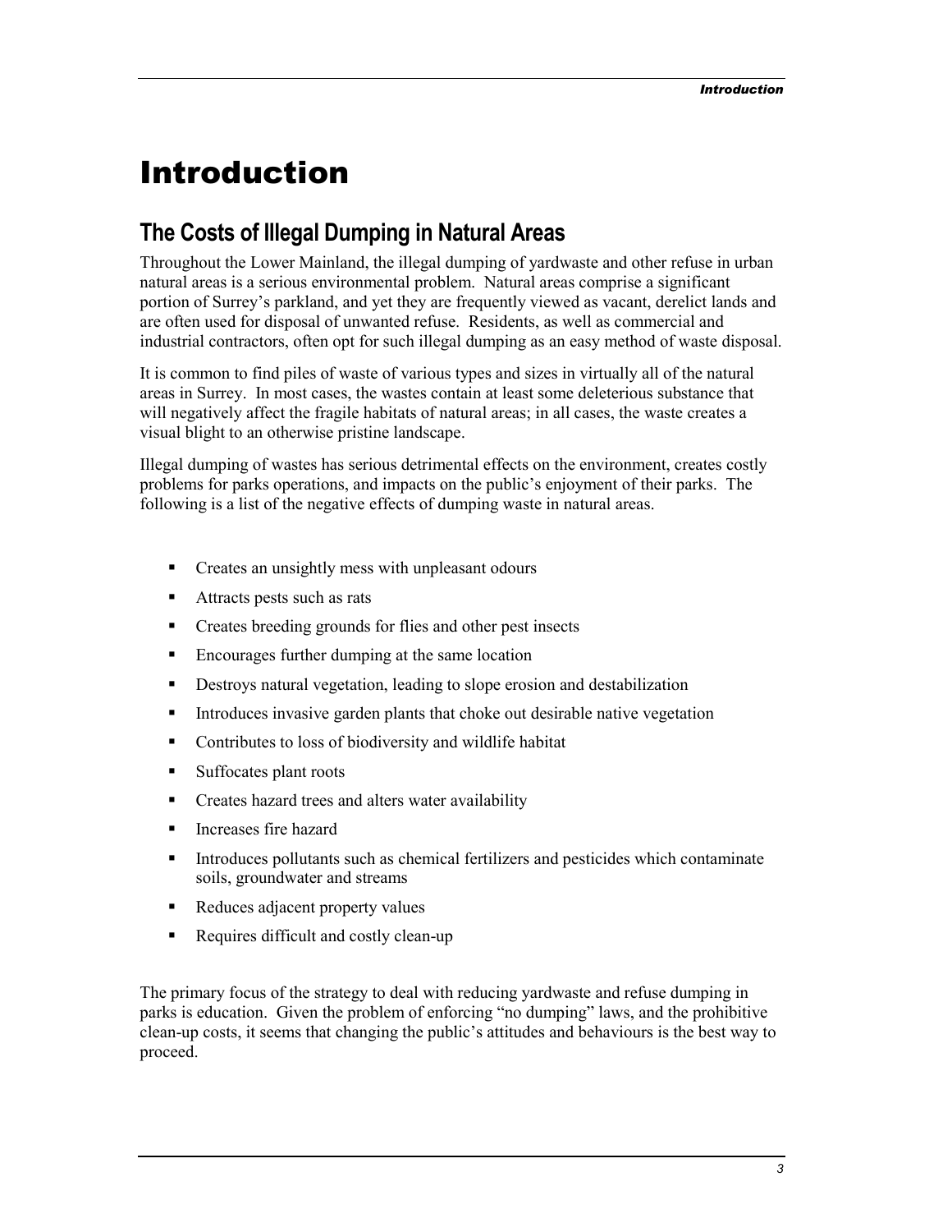# Introduction

## The Costs of Illegal Dumping in Natural Areas

Throughout the Lower Mainland, the illegal dumping of yardwaste and other refuse in urban natural areas is a serious environmental problem. Natural areas comprise a significant portion of Surrey's parkland, and yet they are frequently viewed as vacant, derelict lands and are often used for disposal of unwanted refuse. Residents, as well as commercial and industrial contractors, often opt for such illegal dumping as an easy method of waste disposal.

It is common to find piles of waste of various types and sizes in virtually all of the natural areas in Surrey. In most cases, the wastes contain at least some deleterious substance that will negatively affect the fragile habitats of natural areas; in all cases, the waste creates a visual blight to an otherwise pristine landscape.

Illegal dumping of wastes has serious detrimental effects on the environment, creates costly problems for parks operations, and impacts on the public's enjoyment of their parks. The following is a list of the negative effects of dumping waste in natural areas.

- Creates an unsightly mess with unpleasant odours
- Attracts pests such as rats
- Creates breeding grounds for flies and other pest insects
- Encourages further dumping at the same location
- Destroys natural vegetation, leading to slope erosion and destabilization
- Introduces invasive garden plants that choke out desirable native vegetation
- Contributes to loss of biodiversity and wildlife habitat
- Suffocates plant roots
- Creates hazard trees and alters water availability
- Increases fire hazard
- Introduces pollutants such as chemical fertilizers and pesticides which contaminate soils, groundwater and streams
- Reduces adjacent property values
- Requires difficult and costly clean-up

The primary focus of the strategy to deal with reducing yardwaste and refuse dumping in parks is education. Given the problem of enforcing "no dumping" laws, and the prohibitive clean-up costs, it seems that changing the public's attitudes and behaviours is the best way to proceed.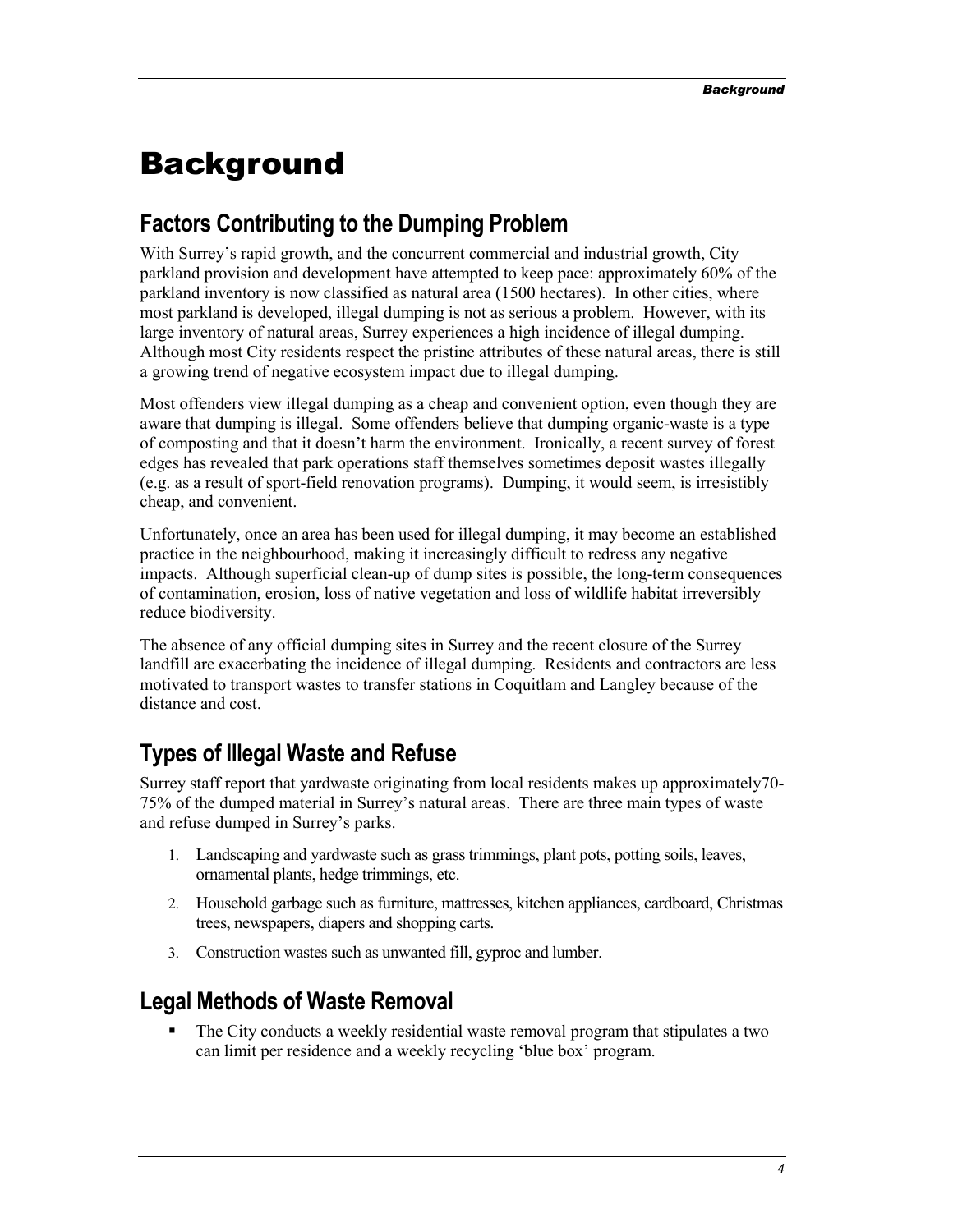# Background

## Factors Contributing to the Dumping Problem

With Surrey's rapid growth, and the concurrent commercial and industrial growth, City parkland provision and development have attempted to keep pace: approximately 60% of the parkland inventory is now classified as natural area (1500 hectares). In other cities, where most parkland is developed, illegal dumping is not as serious a problem. However, with its large inventory of natural areas, Surrey experiences a high incidence of illegal dumping. Although most City residents respect the pristine attributes of these natural areas, there is still a growing trend of negative ecosystem impact due to illegal dumping.

Most offenders view illegal dumping as a cheap and convenient option, even though they are aware that dumping is illegal. Some offenders believe that dumping organic-waste is a type of composting and that it doesn't harm the environment. Ironically, a recent survey of forest edges has revealed that park operations staff themselves sometimes deposit wastes illegally (e.g. as a result of sport-field renovation programs). Dumping, it would seem, is irresistibly cheap, and convenient.

Unfortunately, once an area has been used for illegal dumping, it may become an established practice in the neighbourhood, making it increasingly difficult to redress any negative impacts. Although superficial clean-up of dump sites is possible, the long-term consequences of contamination, erosion, loss of native vegetation and loss of wildlife habitat irreversibly reduce biodiversity.

The absence of any official dumping sites in Surrey and the recent closure of the Surrey landfill are exacerbating the incidence of illegal dumping. Residents and contractors are less motivated to transport wastes to transfer stations in Coquitlam and Langley because of the distance and cost.

## Types of Illegal Waste and Refuse

Surrey staff report that yardwaste originating from local residents makes up approximately70-75% of the dumped material in Surrey's natural areas. There are three main types of waste and refuse dumped in Surrey's parks.

1. Landscaping and yardwaste such as grass trimmings, plant pots, potting soils, leaves, ornamental plants, hedge trimmings, etc.
2. Household garbage such as furniture, mattresses, kitchen appliances, cardboard, Christmas trees, newspapers, diapers and shopping carts.
3. Construction wastes such as unwanted fill, gyproc and lumber.

## Legal Methods of Waste Removal

- The City conducts a weekly residential waste removal program that stipulates a two can limit per residence and a weekly recycling 'blue box' program.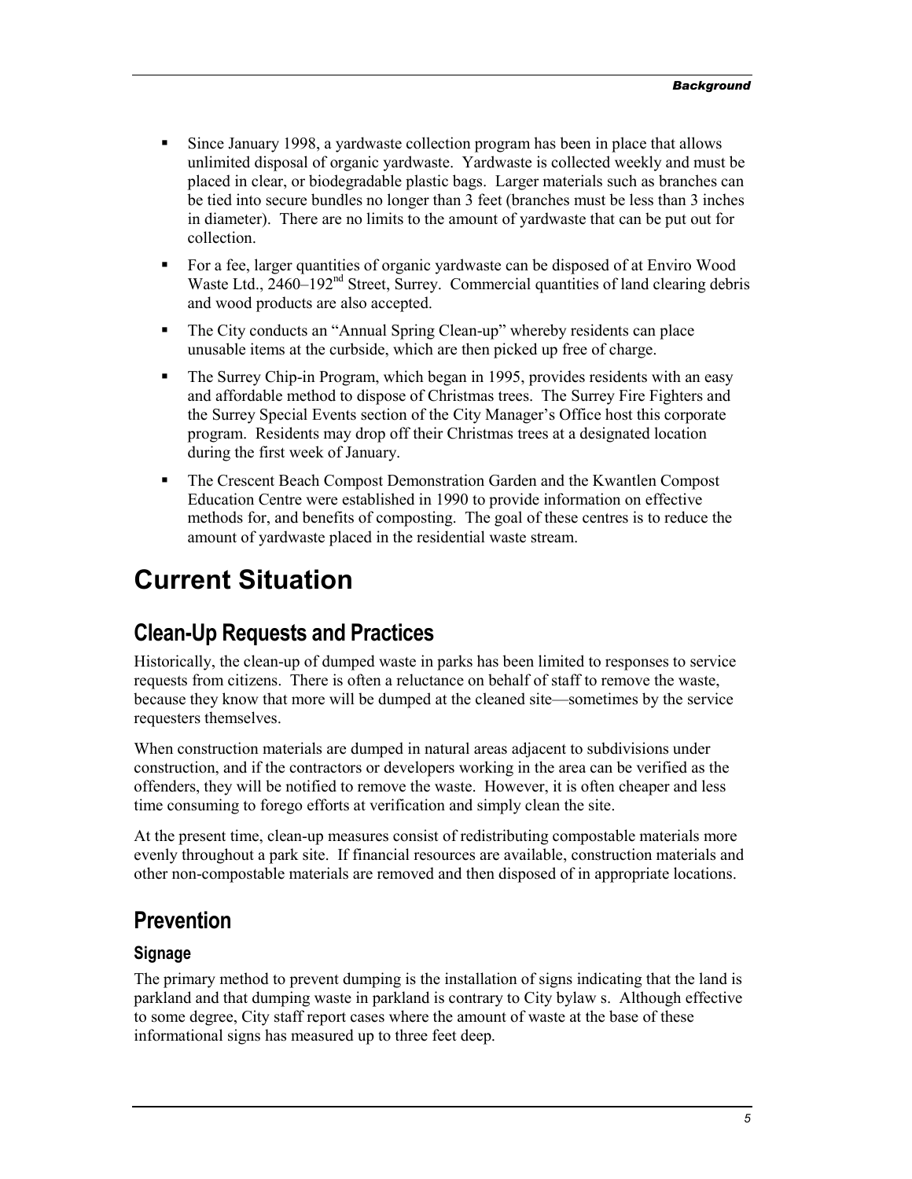- Since January 1998, a yardwaste collection program has been in place that allows unlimited disposal of organic yardwaste. Yardwaste is collected weekly and must be placed in clear, or biodegradable plastic bags. Larger materials such as branches can be tied into secure bundles no longer than 3 feet (branches must be less than 3 inches in diameter). There are no limits to the amount of yardwaste that can be put out for collection.
- For a fee, larger quantities of organic yardwaste can be disposed of at Enviro Wood Waste Ltd., 2460–192nd Street, Surrey. Commercial quantities of land clearing debris and wood products are also accepted.
- The City conducts an "Annual Spring Clean-up" whereby residents can place unusable items at the curbside, which are then picked up free of charge.
- The Surrey Chip-in Program, which began in 1995, provides residents with an easy and affordable method to dispose of Christmas trees. The Surrey Fire Fighters and the Surrey Special Events section of the City Manager's Office host this corporate program. Residents may drop off their Christmas trees at a designated location during the first week of January.
- The Crescent Beach Compost Demonstration Garden and the Kwantlen Compost Education Centre were established in 1990 to provide information on effective methods for, and benefits of composting. The goal of these centres is to reduce the amount of yardwaste placed in the residential waste stream.

# Current Situation

## Clean-Up Requests and Practices

Historically, the clean-up of dumped waste in parks has been limited to responses to service requests from citizens. There is often a reluctance on behalf of staff to remove the waste, because they know that more will be dumped at the cleaned site—sometimes by the service requesters themselves.

When construction materials are dumped in natural areas adjacent to subdivisions under construction, and if the contractors or developers working in the area can be verified as the offenders, they will be notified to remove the waste. However, it is often cheaper and less time consuming to forego efforts at verification and simply clean the site.

At the present time, clean-up measures consist of redistributing compostable materials more evenly throughout a park site. If financial resources are available, construction materials and other non-compostable materials are removed and then disposed of in appropriate locations.

## Prevention

### Signage

The primary method to prevent dumping is the installation of signs indicating that the land is parkland and that dumping waste in parkland is contrary to City bylaw s. Although effective to some degree, City staff report cases where the amount of waste at the base of these informational signs has measured up to three feet deep.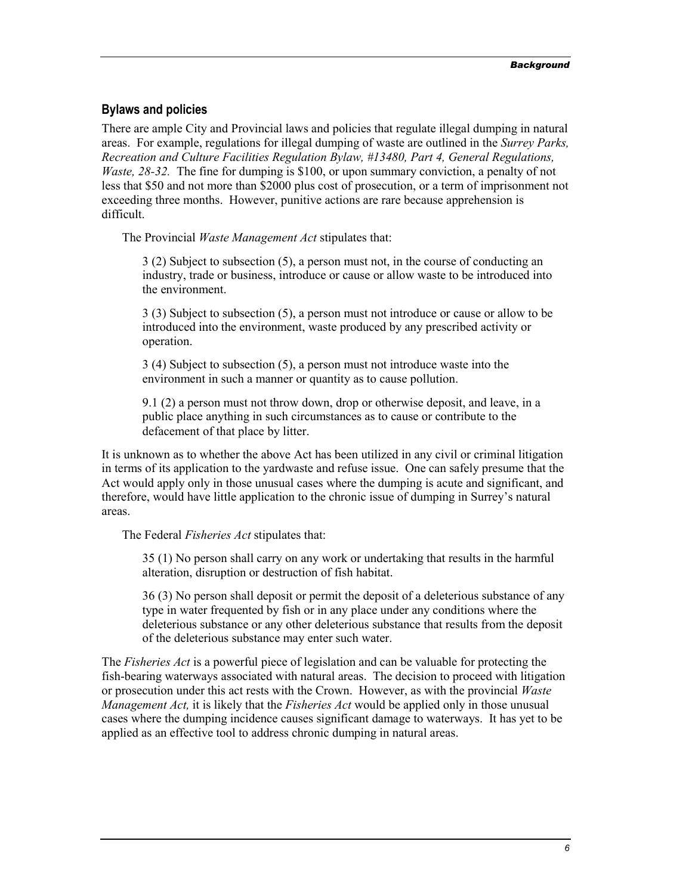## Bylaws and policies

There are ample City and Provincial laws and policies that regulate illegal dumping in natural areas. For example, regulations for illegal dumping of waste are outlined in the *Surrey Parks, Recreation and Culture Facilities Regulation Bylaw, #13480, Part 4, General Regulations, Waste, 28-32.* The fine for dumping is $100, or upon summary conviction, a penalty of not less that $50 and not more than $2000 plus cost of prosecution, or a term of imprisonment not exceeding three months. However, punitive actions are rare because apprehension is difficult.

The Provincial *Waste Management Act* stipulates that:

> 3 (2) Subject to subsection (5), a person must not, in the course of conducting an industry, trade or business, introduce or cause or allow waste to be introduced into the environment.
>
> 3 (3) Subject to subsection (5), a person must not introduce or cause or allow to be introduced into the environment, waste produced by any prescribed activity or operation.
>
> 3 (4) Subject to subsection (5), a person must not introduce waste into the environment in such a manner or quantity as to cause pollution.
>
> 9.1 (2) a person must not throw down, drop or otherwise deposit, and leave, in a public place anything in such circumstances as to cause or contribute to the defacement of that place by litter.

It is unknown as to whether the above Act has been utilized in any civil or criminal litigation in terms of its application to the yardwaste and refuse issue. One can safely presume that the Act would apply only in those unusual cases where the dumping is acute and significant, and therefore, would have little application to the chronic issue of dumping in Surrey's natural areas.

The Federal *Fisheries Act* stipulates that:

> 35 (1) No person shall carry on any work or undertaking that results in the harmful alteration, disruption or destruction of fish habitat.
>
> 36 (3) No person shall deposit or permit the deposit of a deleterious substance of any type in water frequented by fish or in any place under any conditions where the deleterious substance or any other deleterious substance that results from the deposit of the deleterious substance may enter such water.

The *Fisheries Act* is a powerful piece of legislation and can be valuable for protecting the fish-bearing waterways associated with natural areas. The decision to proceed with litigation or prosecution under this act rests with the Crown. However, as with the provincial *Waste Management Act,* it is likely that the *Fisheries Act* would be applied only in those unusual cases where the dumping incidence causes significant damage to waterways. It has yet to be applied as an effective tool to address chronic dumping in natural areas.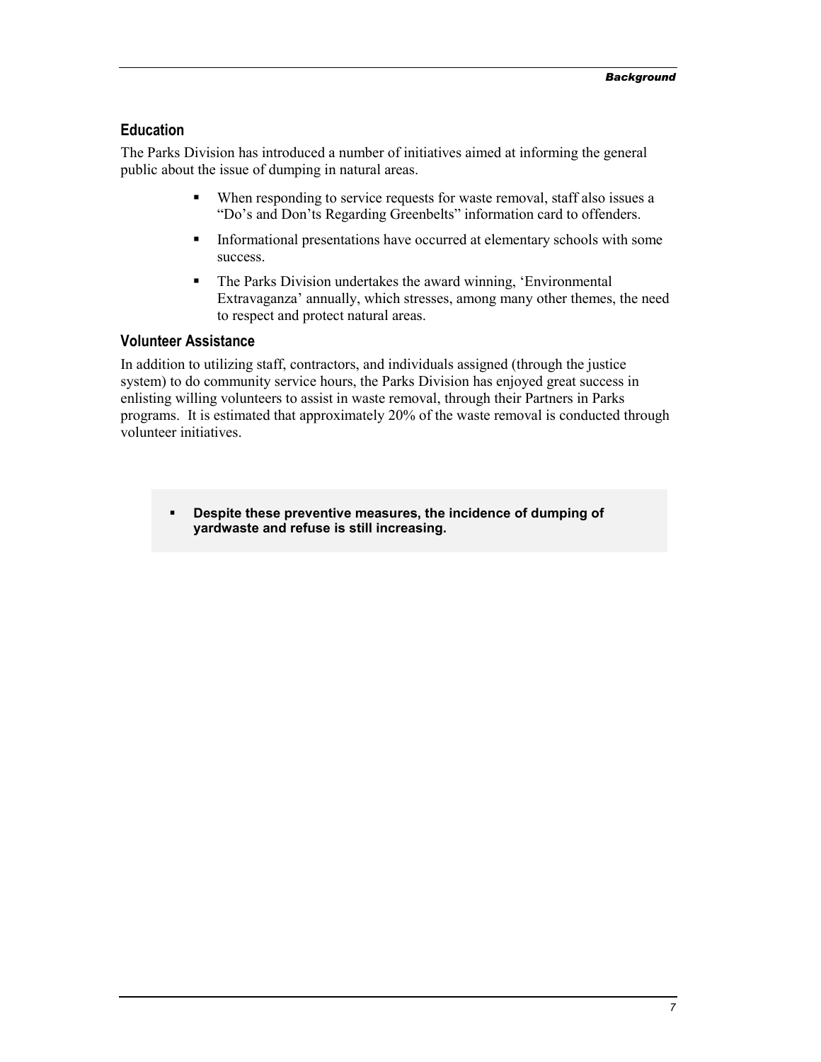### Education

The Parks Division has introduced a number of initiatives aimed at informing the general public about the issue of dumping in natural areas.

- When responding to service requests for waste removal, staff also issues a "Do's and Don'ts Regarding Greenbelts" information card to offenders.
- Informational presentations have occurred at elementary schools with some success.
- The Parks Division undertakes the award winning, 'Environmental Extravaganza' annually, which stresses, among many other themes, the need to respect and protect natural areas.

### Volunteer Assistance

In addition to utilizing staff, contractors, and individuals assigned (through the justice system) to do community service hours, the Parks Division has enjoyed great success in enlisting willing volunteers to assist in waste removal, through their Partners in Parks programs. It is estimated that approximately 20% of the waste removal is conducted through volunteer initiatives.

- **Despite these preventive measures, the incidence of dumping of yardwaste and refuse is still increasing.**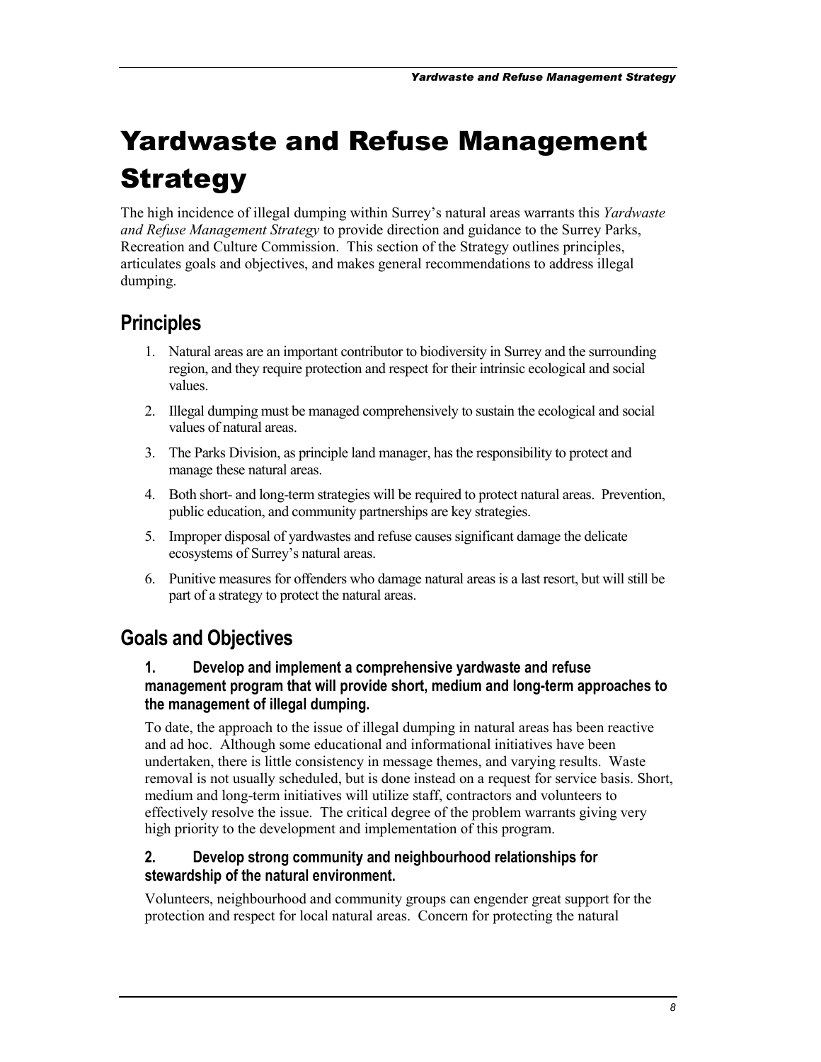# Yardwaste and Refuse Management Strategy

The high incidence of illegal dumping within Surrey's natural areas warrants this *Yardwaste and Refuse Management Strategy* to provide direction and guidance to the Surrey Parks, Recreation and Culture Commission. This section of the Strategy outlines principles, articulates goals and objectives, and makes general recommendations to address illegal dumping.

## Principles

1. Natural areas are an important contributor to biodiversity in Surrey and the surrounding region, and they require protection and respect for their intrinsic ecological and social values.
2. Illegal dumping must be managed comprehensively to sustain the ecological and social values of natural areas.
3. The Parks Division, as principle land manager, has the responsibility to protect and manage these natural areas.
4. Both short- and long-term strategies will be required to protect natural areas. Prevention, public education, and community partnerships are key strategies.
5. Improper disposal of yardwastes and refuse causes significant damage the delicate ecosystems of Surrey's natural areas.
6. Punitive measures for offenders who damage natural areas is a last resort, but will still be part of a strategy to protect the natural areas.

## Goals and Objectives

### 1. Develop and implement a comprehensive yardwaste and refuse management program that will provide short, medium and long-term approaches to the management of illegal dumping.

To date, the approach to the issue of illegal dumping in natural areas has been reactive and ad hoc. Although some educational and informational initiatives have been undertaken, there is little consistency in message themes, and varying results. Waste removal is not usually scheduled, but is done instead on a request for service basis. Short, medium and long-term initiatives will utilize staff, contractors and volunteers to effectively resolve the issue. The critical degree of the problem warrants giving very high priority to the development and implementation of this program.

### 2. Develop strong community and neighbourhood relationships for stewardship of the natural environment.

Volunteers, neighbourhood and community groups can engender great support for the protection and respect for local natural areas. Concern for protecting the natural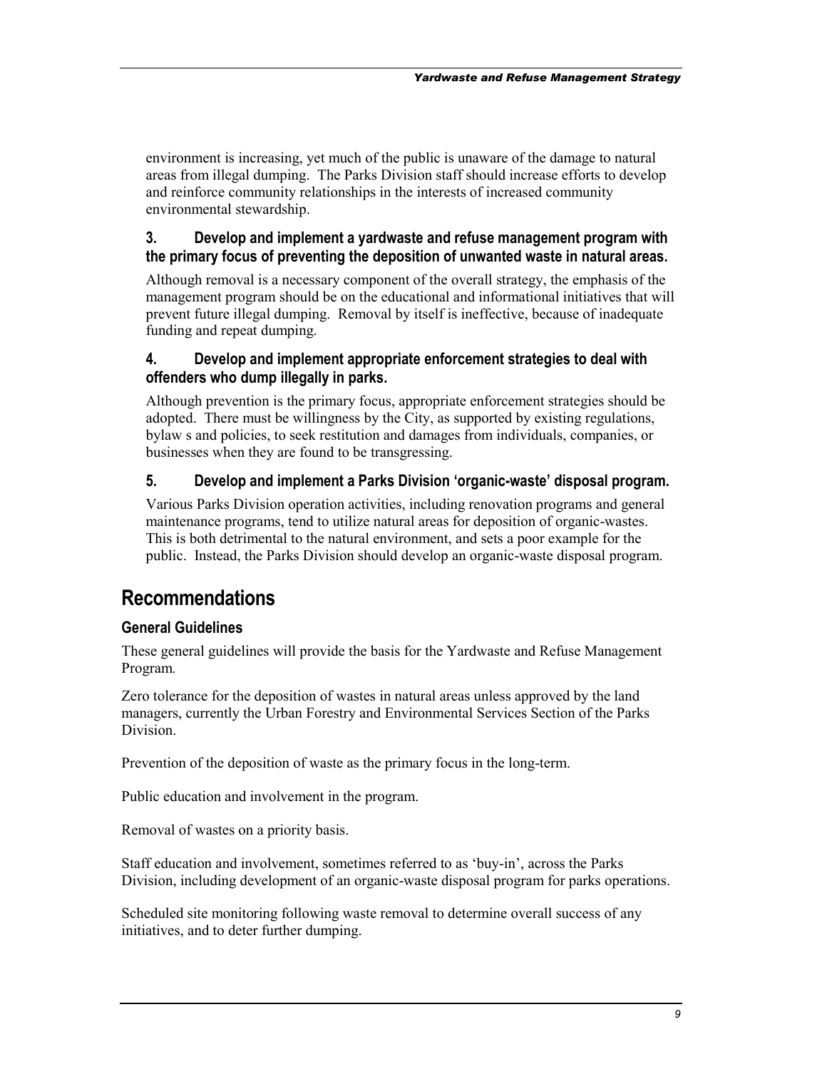environment is increasing, yet much of the public is unaware of the damage to natural areas from illegal dumping. The Parks Division staff should increase efforts to develop and reinforce community relationships in the interests of increased community environmental stewardship.

### 3. Develop and implement a yardwaste and refuse management program with the primary focus of preventing the deposition of unwanted waste in natural areas.

Although removal is a necessary component of the overall strategy, the emphasis of the management program should be on the educational and informational initiatives that will prevent future illegal dumping. Removal by itself is ineffective, because of inadequate funding and repeat dumping.

### 4. Develop and implement appropriate enforcement strategies to deal with offenders who dump illegally in parks.

Although prevention is the primary focus, appropriate enforcement strategies should be adopted. There must be willingness by the City, as supported by existing regulations, bylaw s and policies, to seek restitution and damages from individuals, companies, or businesses when they are found to be transgressing.

### 5. Develop and implement a Parks Division 'organic-waste' disposal program.

Various Parks Division operation activities, including renovation programs and general maintenance programs, tend to utilize natural areas for deposition of organic-wastes. This is both detrimental to the natural environment, and sets a poor example for the public. Instead, the Parks Division should develop an organic-waste disposal program.

## Recommendations

### General Guidelines

These general guidelines will provide the basis for the Yardwaste and Refuse Management Program.

Zero tolerance for the deposition of wastes in natural areas unless approved by the land managers, currently the Urban Forestry and Environmental Services Section of the Parks Division.

Prevention of the deposition of waste as the primary focus in the long-term.

Public education and involvement in the program.

Removal of wastes on a priority basis.

Staff education and involvement, sometimes referred to as 'buy-in', across the Parks Division, including development of an organic-waste disposal program for parks operations.

Scheduled site monitoring following waste removal to determine overall success of any initiatives, and to deter further dumping.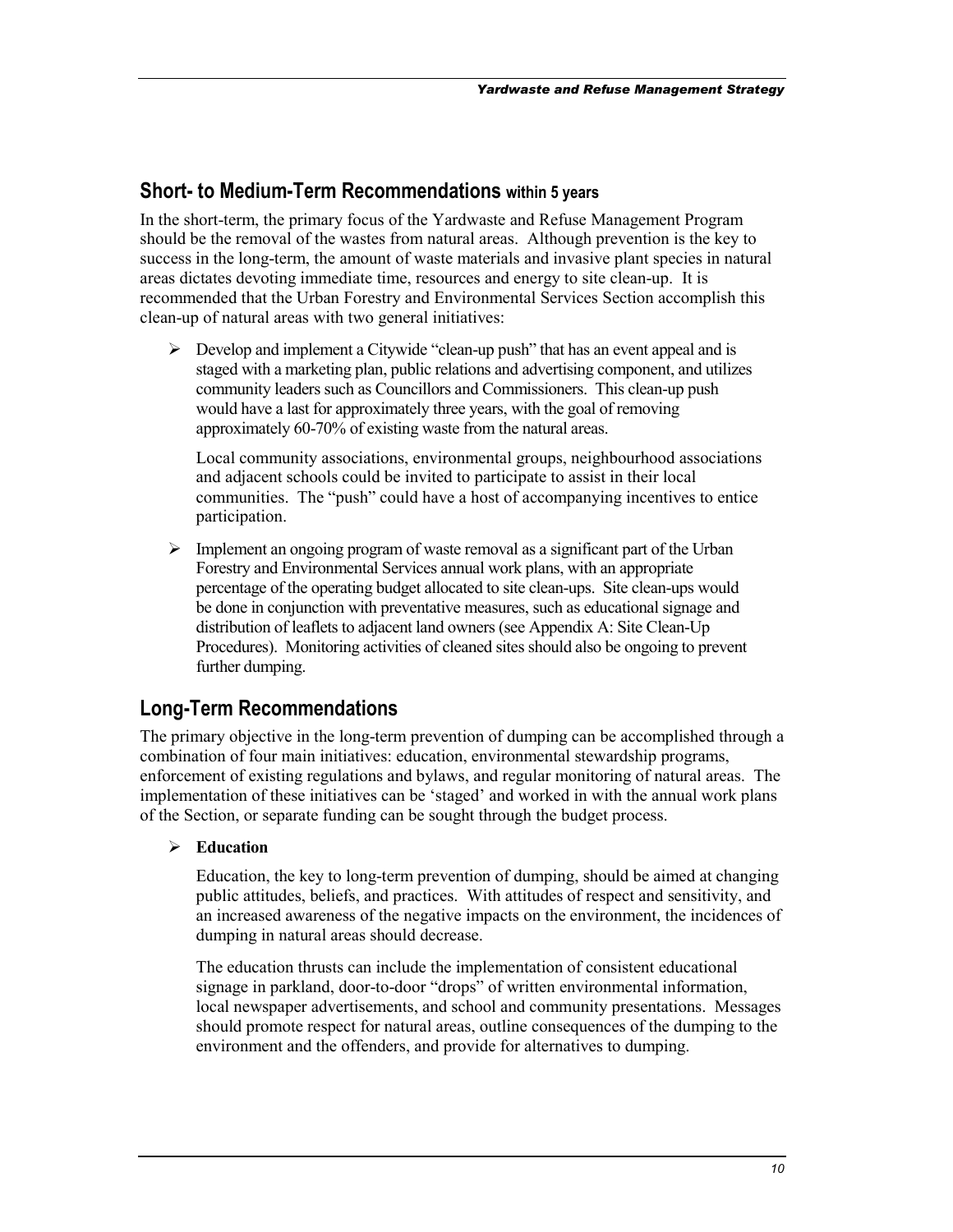## Short- to Medium-Term Recommendations within 5 years

In the short-term, the primary focus of the Yardwaste and Refuse Management Program should be the removal of the wastes from natural areas. Although prevention is the key to success in the long-term, the amount of waste materials and invasive plant species in natural areas dictates devoting immediate time, resources and energy to site clean-up. It is recommended that the Urban Forestry and Environmental Services Section accomplish this clean-up of natural areas with two general initiatives:

- Develop and implement a Citywide "clean-up push" that has an event appeal and is staged with a marketing plan, public relations and advertising component, and utilizes community leaders such as Councillors and Commissioners. This clean-up push would have a last for approximately three years, with the goal of removing approximately 60-70% of existing waste from the natural areas.

  Local community associations, environmental groups, neighbourhood associations and adjacent schools could be invited to participate to assist in their local communities. The "push" could have a host of accompanying incentives to entice participation.

- Implement an ongoing program of waste removal as a significant part of the Urban Forestry and Environmental Services annual work plans, with an appropriate percentage of the operating budget allocated to site clean-ups. Site clean-ups would be done in conjunction with preventative measures, such as educational signage and distribution of leaflets to adjacent land owners (see Appendix A: Site Clean-Up Procedures). Monitoring activities of cleaned sites should also be ongoing to prevent further dumping.

## Long-Term Recommendations

The primary objective in the long-term prevention of dumping can be accomplished through a combination of four main initiatives: education, environmental stewardship programs, enforcement of existing regulations and bylaws, and regular monitoring of natural areas. The implementation of these initiatives can be 'staged' and worked in with the annual work plans of the Section, or separate funding can be sought through the budget process.

- **Education**

  Education, the key to long-term prevention of dumping, should be aimed at changing public attitudes, beliefs, and practices. With attitudes of respect and sensitivity, and an increased awareness of the negative impacts on the environment, the incidences of dumping in natural areas should decrease.

  The education thrusts can include the implementation of consistent educational signage in parkland, door-to-door "drops" of written environmental information, local newspaper advertisements, and school and community presentations. Messages should promote respect for natural areas, outline consequences of the dumping to the environment and the offenders, and provide for alternatives to dumping.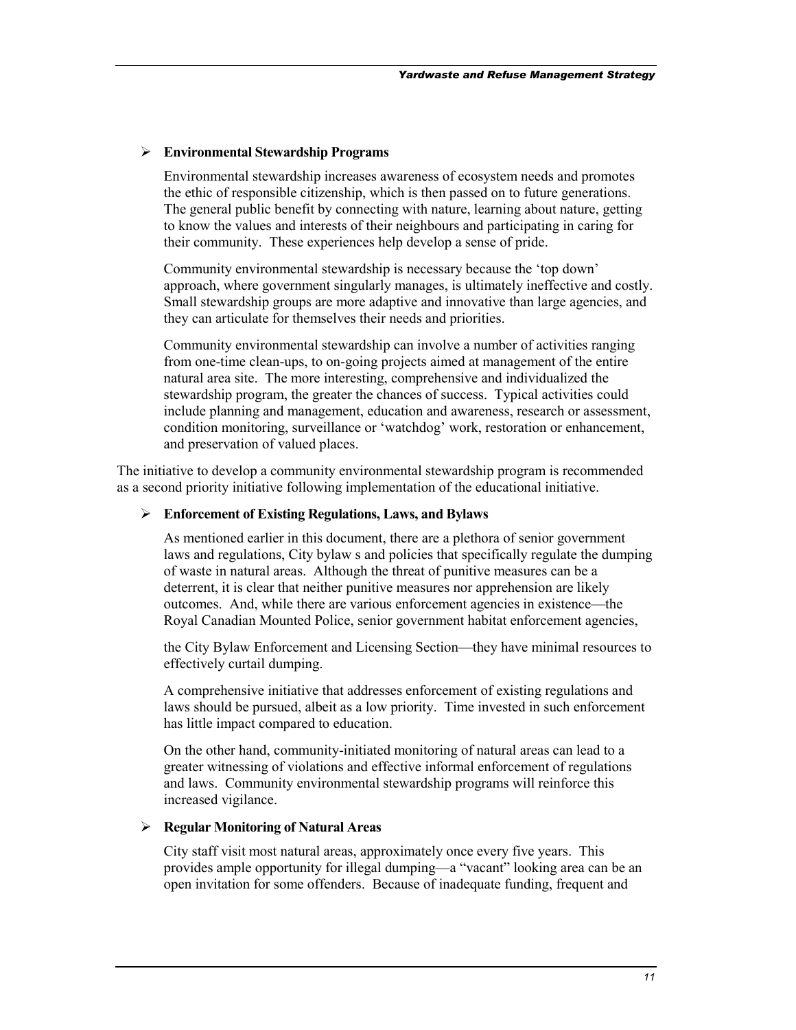- **Environmental Stewardship Programs**

  Environmental stewardship increases awareness of ecosystem needs and promotes the ethic of responsible citizenship, which is then passed on to future generations. The general public benefit by connecting with nature, learning about nature, getting to know the values and interests of their neighbours and participating in caring for their community. These experiences help develop a sense of pride.

  Community environmental stewardship is necessary because the 'top down' approach, where government singularly manages, is ultimately ineffective and costly. Small stewardship groups are more adaptive and innovative than large agencies, and they can articulate for themselves their needs and priorities.

  Community environmental stewardship can involve a number of activities ranging from one-time clean-ups, to on-going projects aimed at management of the entire natural area site. The more interesting, comprehensive and individualized the stewardship program, the greater the chances of success. Typical activities could include planning and management, education and awareness, research or assessment, condition monitoring, surveillance or 'watchdog' work, restoration or enhancement, and preservation of valued places.

The initiative to develop a community environmental stewardship program is recommended as a second priority initiative following implementation of the educational initiative.

- **Enforcement of Existing Regulations, Laws, and Bylaws**

  As mentioned earlier in this document, there are a plethora of senior government laws and regulations, City bylaw s and policies that specifically regulate the dumping of waste in natural areas. Although the threat of punitive measures can be a deterrent, it is clear that neither punitive measures nor apprehension are likely outcomes. And, while there are various enforcement agencies in existence—the Royal Canadian Mounted Police, senior government habitat enforcement agencies, the City Bylaw Enforcement and Licensing Section—they have minimal resources to effectively curtail dumping.

  A comprehensive initiative that addresses enforcement of existing regulations and laws should be pursued, albeit as a low priority. Time invested in such enforcement has little impact compared to education.

  On the other hand, community-initiated monitoring of natural areas can lead to a greater witnessing of violations and effective informal enforcement of regulations and laws. Community environmental stewardship programs will reinforce this increased vigilance.

- **Regular Monitoring of Natural Areas**

  City staff visit most natural areas, approximately once every five years. This provides ample opportunity for illegal dumping—a "vacant" looking area can be an open invitation for some offenders. Because of inadequate funding, frequent and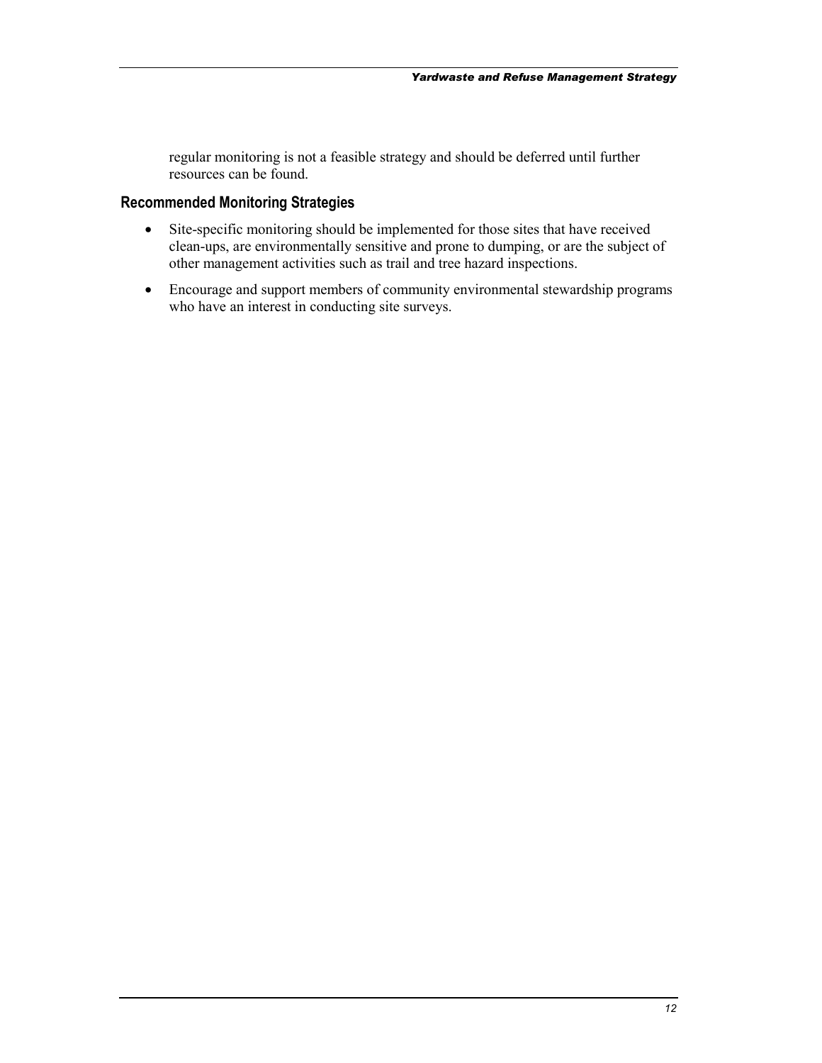regular monitoring is not a feasible strategy and should be deferred until further resources can be found.

### Recommended Monitoring Strategies

- Site-specific monitoring should be implemented for those sites that have received clean-ups, are environmentally sensitive and prone to dumping, or are the subject of other management activities such as trail and tree hazard inspections.
- Encourage and support members of community environmental stewardship programs who have an interest in conducting site surveys.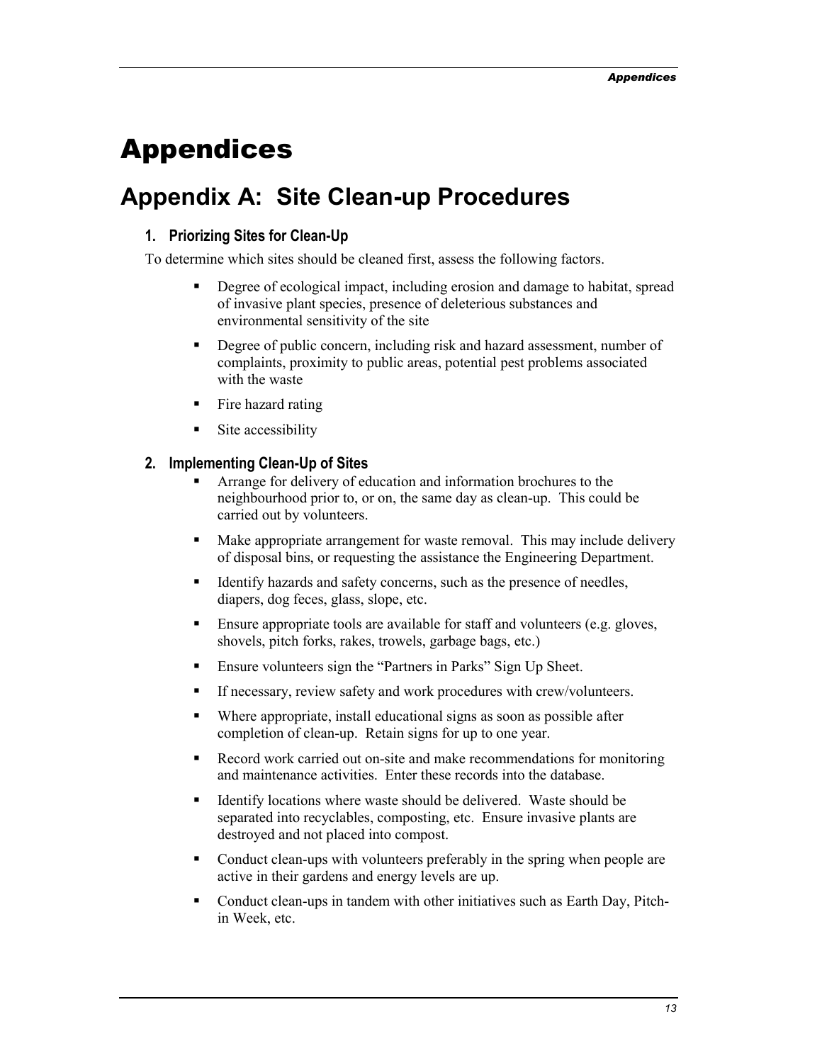# Appendices

## Appendix A: Site Clean-up Procedures

### 1. Priorizing Sites for Clean-Up

To determine which sites should be cleaned first, assess the following factors.

- Degree of ecological impact, including erosion and damage to habitat, spread of invasive plant species, presence of deleterious substances and environmental sensitivity of the site
- Degree of public concern, including risk and hazard assessment, number of complaints, proximity to public areas, potential pest problems associated with the waste
- Fire hazard rating
- Site accessibility

### 2. Implementing Clean-Up of Sites

- Arrange for delivery of education and information brochures to the neighbourhood prior to, or on, the same day as clean-up. This could be carried out by volunteers.
- Make appropriate arrangement for waste removal. This may include delivery of disposal bins, or requesting the assistance the Engineering Department.
- Identify hazards and safety concerns, such as the presence of needles, diapers, dog feces, glass, slope, etc.
- Ensure appropriate tools are available for staff and volunteers (e.g. gloves, shovels, pitch forks, rakes, trowels, garbage bags, etc.)
- Ensure volunteers sign the "Partners in Parks" Sign Up Sheet.
- If necessary, review safety and work procedures with crew/volunteers.
- Where appropriate, install educational signs as soon as possible after completion of clean-up. Retain signs for up to one year.
- Record work carried out on-site and make recommendations for monitoring and maintenance activities. Enter these records into the database.
- Identify locations where waste should be delivered. Waste should be separated into recyclables, composting, etc. Ensure invasive plants are destroyed and not placed into compost.
- Conduct clean-ups with volunteers preferably in the spring when people are active in their gardens and energy levels are up.
- Conduct clean-ups in tandem with other initiatives such as Earth Day, Pitch-in Week, etc.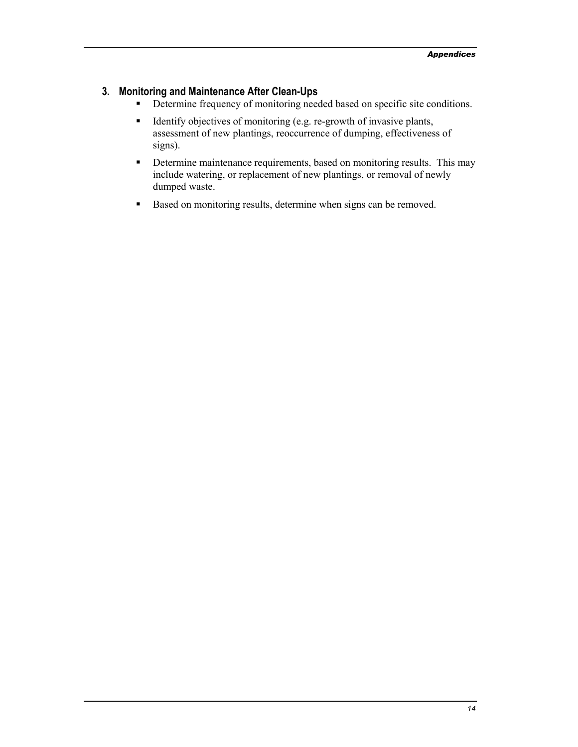### 3. Monitoring and Maintenance After Clean-Ups

- Determine frequency of monitoring needed based on specific site conditions.
- Identify objectives of monitoring (e.g. re-growth of invasive plants, assessment of new plantings, reoccurrence of dumping, effectiveness of signs).
- Determine maintenance requirements, based on monitoring results. This may include watering, or replacement of new plantings, or removal of newly dumped waste.
- Based on monitoring results, determine when signs can be removed.